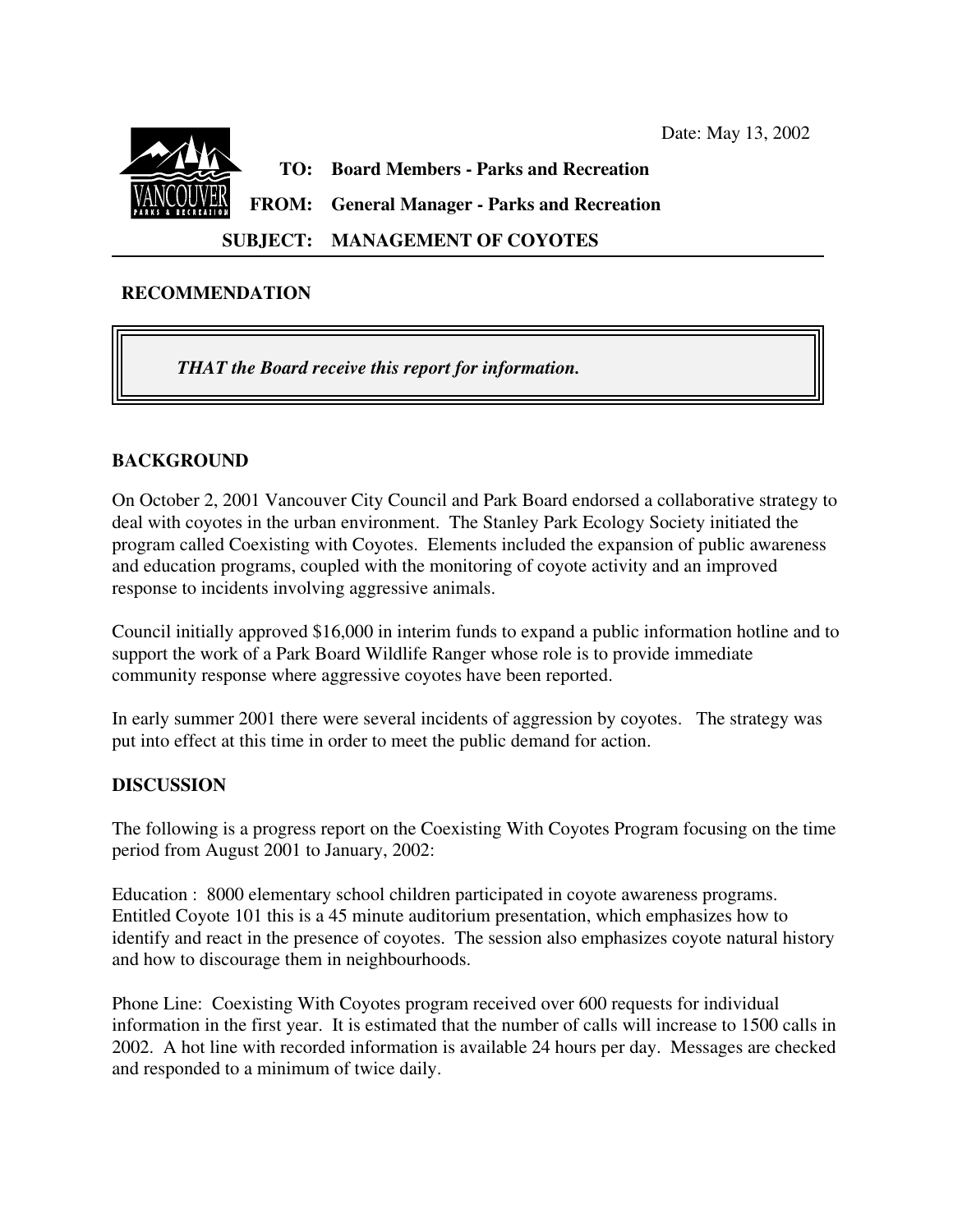Date: May 13, 2002

**TO: Board Members - Parks and Recreation**

**FROM: General Manager - Parks and Recreation**

**SUBJECT: MANAGEMENT OF COYOTES**

## RECOMMENDATION

> ***THAT the Board receive this report for information.***

## BACKGROUND

On October 2, 2001 Vancouver City Council and Park Board endorsed a collaborative strategy to deal with coyotes in the urban environment. The Stanley Park Ecology Society initiated the program called Coexisting with Coyotes. Elements included the expansion of public awareness and education programs, coupled with the monitoring of coyote activity and an improved response to incidents involving aggressive animals.

Council initially approved $16,000 in interim funds to expand a public information hotline and to support the work of a Park Board Wildlife Ranger whose role is to provide immediate community response where aggressive coyotes have been reported.

In early summer 2001 there were several incidents of aggression by coyotes. The strategy was put into effect at this time in order to meet the public demand for action.

## DISCUSSION

The following is a progress report on the Coexisting With Coyotes Program focusing on the time period from August 2001 to January, 2002:

Education : 8000 elementary school children participated in coyote awareness programs. Entitled Coyote 101 this is a 45 minute auditorium presentation, which emphasizes how to identify and react in the presence of coyotes. The session also emphasizes coyote natural history and how to discourage them in neighbourhoods.

Phone Line: Coexisting With Coyotes program received over 600 requests for individual information in the first year. It is estimated that the number of calls will increase to 1500 calls in 2002. A hot line with recorded information is available 24 hours per day. Messages are checked and responded to a minimum of twice daily.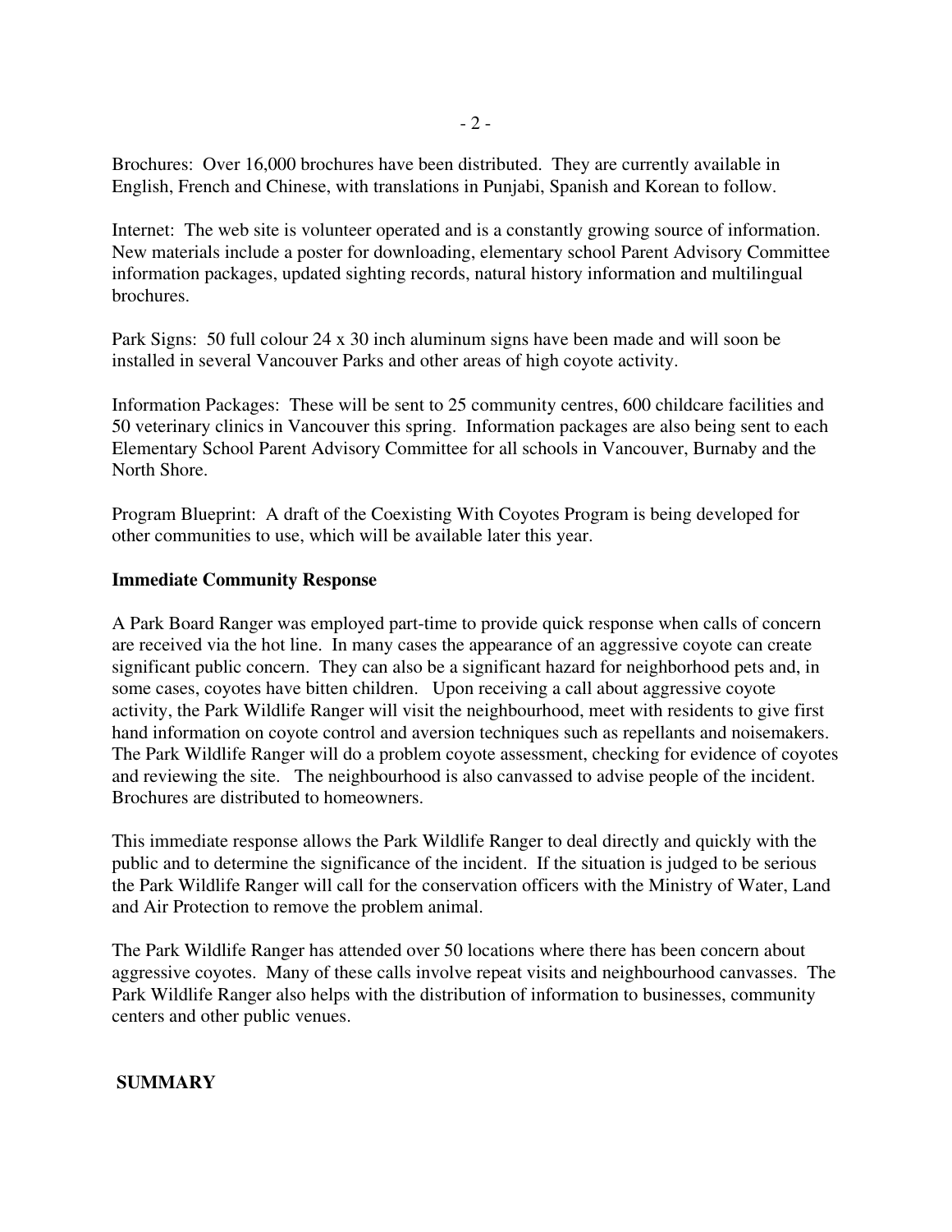Brochures: Over 16,000 brochures have been distributed. They are currently available in English, French and Chinese, with translations in Punjabi, Spanish and Korean to follow.

Internet: The web site is volunteer operated and is a constantly growing source of information. New materials include a poster for downloading, elementary school Parent Advisory Committee information packages, updated sighting records, natural history information and multilingual brochures.

Park Signs: 50 full colour 24 x 30 inch aluminum signs have been made and will soon be installed in several Vancouver Parks and other areas of high coyote activity.

Information Packages: These will be sent to 25 community centres, 600 childcare facilities and 50 veterinary clinics in Vancouver this spring. Information packages are also being sent to each Elementary School Parent Advisory Committee for all schools in Vancouver, Burnaby and the North Shore.

Program Blueprint: A draft of the Coexisting With Coyotes Program is being developed for other communities to use, which will be available later this year.

**Immediate Community Response**

A Park Board Ranger was employed part-time to provide quick response when calls of concern are received via the hot line. In many cases the appearance of an aggressive coyote can create significant public concern. They can also be a significant hazard for neighborhood pets and, in some cases, coyotes have bitten children. Upon receiving a call about aggressive coyote activity, the Park Wildlife Ranger will visit the neighbourhood, meet with residents to give first hand information on coyote control and aversion techniques such as repellants and noisemakers. The Park Wildlife Ranger will do a problem coyote assessment, checking for evidence of coyotes and reviewing the site. The neighbourhood is also canvassed to advise people of the incident. Brochures are distributed to homeowners.

This immediate response allows the Park Wildlife Ranger to deal directly and quickly with the public and to determine the significance of the incident. If the situation is judged to be serious the Park Wildlife Ranger will call for the conservation officers with the Ministry of Water, Land and Air Protection to remove the problem animal.

The Park Wildlife Ranger has attended over 50 locations where there has been concern about aggressive coyotes. Many of these calls involve repeat visits and neighbourhood canvasses. The Park Wildlife Ranger also helps with the distribution of information to businesses, community centers and other public venues.

**SUMMARY**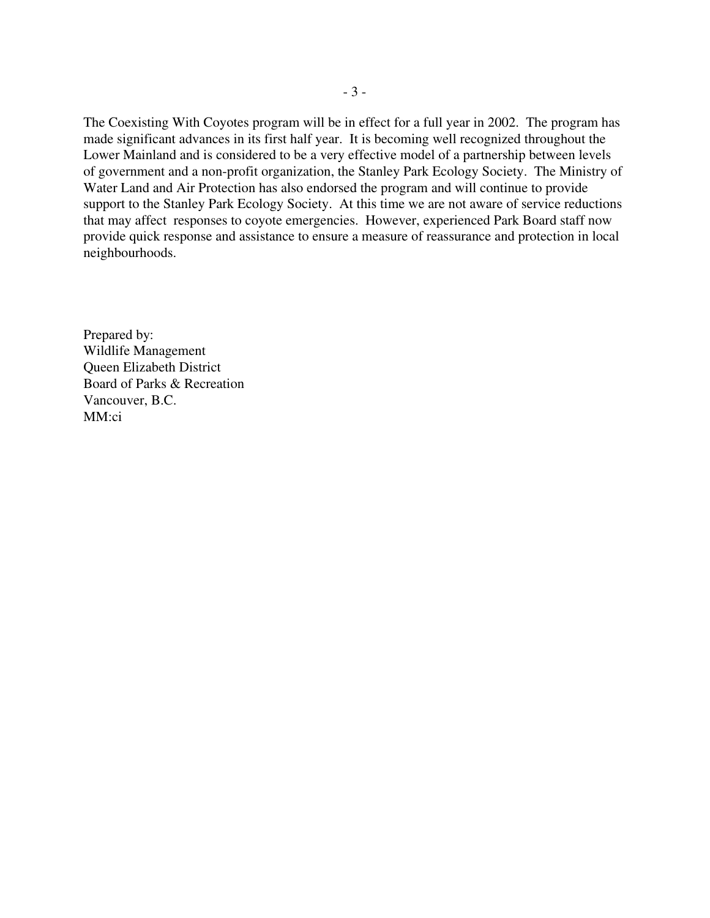The Coexisting With Coyotes program will be in effect for a full year in 2002. The program has made significant advances in its first half year. It is becoming well recognized throughout the Lower Mainland and is considered to be a very effective model of a partnership between levels of government and a non-profit organization, the Stanley Park Ecology Society. The Ministry of Water Land and Air Protection has also endorsed the program and will continue to provide support to the Stanley Park Ecology Society. At this time we are not aware of service reductions that may affect responses to coyote emergencies. However, experienced Park Board staff now provide quick response and assistance to ensure a measure of reassurance and protection in local neighbourhoods.

Prepared by:
Wildlife Management
Queen Elizabeth District
Board of Parks & Recreation
Vancouver, B.C.
MM:ci